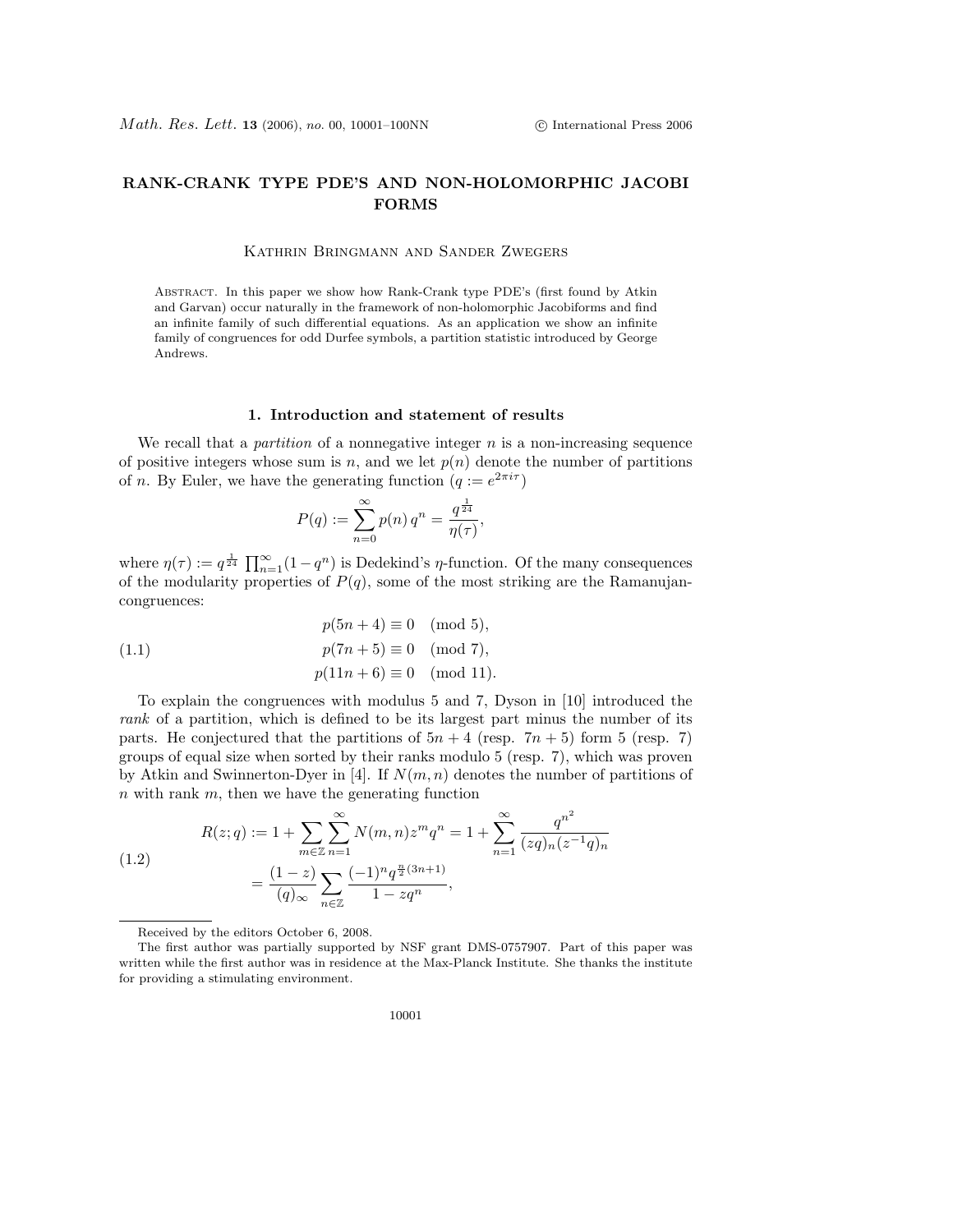# RANK-CRANK TYPE PDE'S AND NON-HOLOMORPHIC JACOBI FORMS

Kathrin Bringmann and Sander Zwegers

Abstract. In this paper we show how Rank-Crank type PDE's (first found by Atkin and Garvan) occur naturally in the framework of non-holomorphic Jacobiforms and find an infinite family of such differential equations. As an application we show an infinite family of congruences for odd Durfee symbols, a partition statistic introduced by George Andrews.

## 1. Introduction and statement of results

We recall that a *partition* of a nonnegative integer $n$ is a non-increasing sequence of positive integers whose sum is $n$, and we let $p(n)$ denote the number of partitions of $n$. By Euler, we have the generating function ($q := e^{2\pi i\tau}$)

$$P(q) := \sum_{n=0}^{\infty} p(n)\, q^n = \frac{q^{\frac{1}{24}}}{\eta(\tau)},$$

where $\eta(\tau) := q^{\frac{1}{24}} \prod_{n=1}^{\infty}(1-q^n)$ is Dedekind's $\eta$-function. Of the many consequences of the modularity properties of $P(q)$, some of the most striking are the Ramanujan-congruences:

$$\begin{aligned} p(5n+4) &\equiv 0 \pmod{5}, \\ p(7n+5) &\equiv 0 \pmod{7}, \\ p(11n+6) &\equiv 0 \pmod{11}. \end{aligned} \tag{1.1}$$

To explain the congruences with modulus 5 and 7, Dyson in [10] introduced the *rank* of a partition, which is defined to be its largest part minus the number of its parts. He conjectured that the partitions of $5n+4$ (resp. $7n+5$) form 5 (resp. 7) groups of equal size when sorted by their ranks modulo 5 (resp. 7), which was proven by Atkin and Swinnerton-Dyer in [4]. If $N(m,n)$ denotes the number of partitions of $n$ with rank $m$, then we have the generating function

$$\begin{aligned} R(z;q) &:= 1 + \sum_{m\in\mathbb{Z}} \sum_{n=1}^{\infty} N(m,n) z^m q^n = 1 + \sum_{n=1}^{\infty} \frac{q^{n^2}}{(zq)_n (z^{-1}q)_n} \\ &= \frac{(1-z)}{(q)_\infty} \sum_{n\in\mathbb{Z}} \frac{(-1)^n q^{\frac{n}{2}(3n+1)}}{1-zq^n}, \end{aligned} \tag{1.2}$$

Received by the editors October 6, 2008.

The first author was partially supported by NSF grant DMS-0757907. Part of this paper was written while the first author was in residence at the Max-Planck Institute. She thanks the institute for providing a stimulating environment.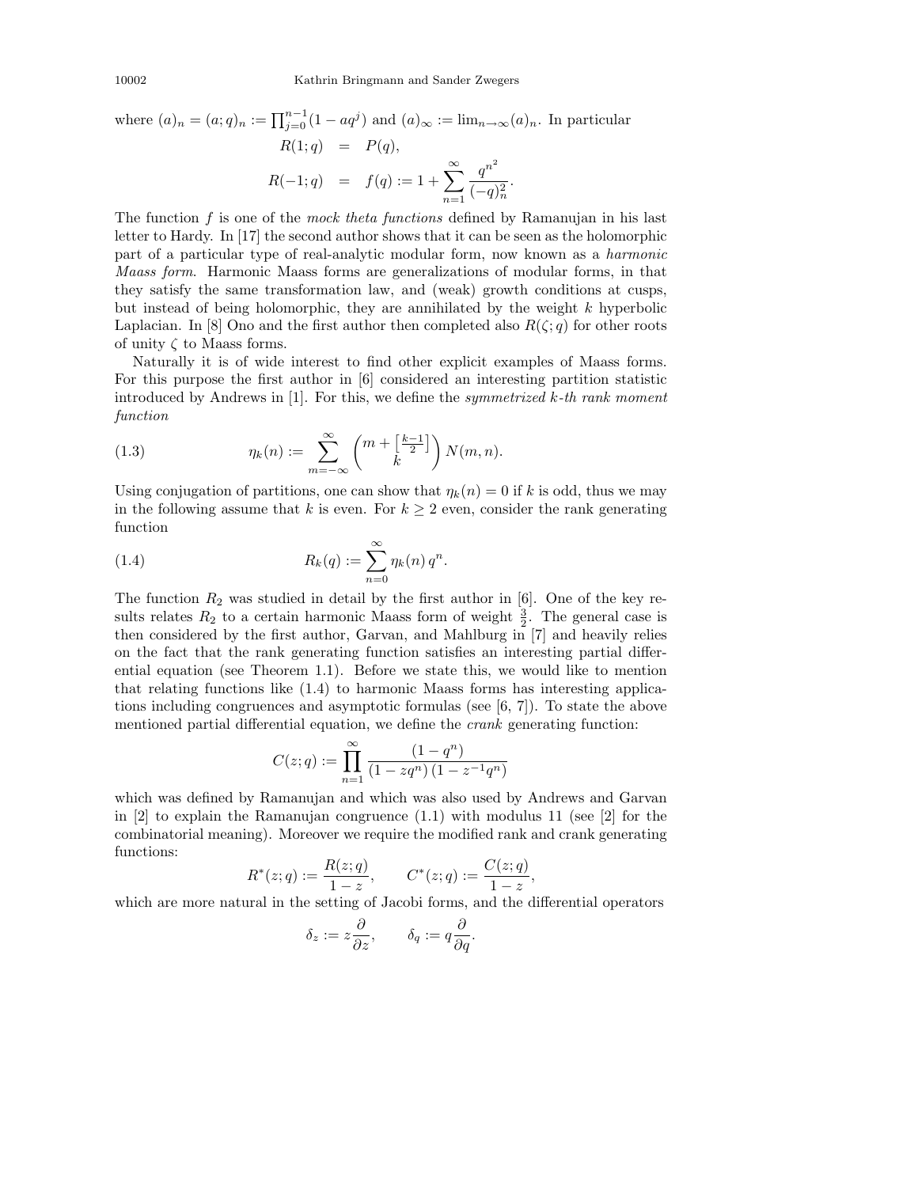where $(a)_n = (a;q)_n := \prod_{j=0}^{n-1}(1-aq^j)$ and $(a)_\infty := \lim_{n\to\infty}(a)_n$. In particular

$$
\begin{aligned}
R(1;q) &= P(q),\\
R(-1;q) &= f(q) := 1 + \sum_{n=1}^{\infty} \frac{q^{n^2}}{(-q)_n^2}.
\end{aligned}
$$

The function $f$ is one of the *mock theta functions* defined by Ramanujan in his last letter to Hardy. In [17] the second author shows that it can be seen as the holomorphic part of a particular type of real-analytic modular form, now known as a *harmonic Maass form*. Harmonic Maass forms are generalizations of modular forms, in that they satisfy the same transformation law, and (weak) growth conditions at cusps, but instead of being holomorphic, they are annihilated by the weight $k$ hyperbolic Laplacian. In [8] Ono and the first author then completed also $R(\zeta;q)$ for other roots of unity $\zeta$ to Maass forms.

Naturally it is of wide interest to find other explicit examples of Maass forms. For this purpose the first author in [6] considered an interesting partition statistic introduced by Andrews in [1]. For this, we define the *symmetrized k-th rank moment function*

$$
\eta_k(n) := \sum_{m=-\infty}^{\infty} \binom{m + \left[\frac{k-1}{2}\right]}{k} N(m,n). \tag{1.3}
$$

Using conjugation of partitions, one can show that $\eta_k(n) = 0$ if $k$ is odd, thus we may in the following assume that $k$ is even. For $k \geq 2$ even, consider the rank generating function

$$
R_k(q) := \sum_{n=0}^{\infty} \eta_k(n)\, q^n. \tag{1.4}
$$

The function $R_2$ was studied in detail by the first author in [6]. One of the key results relates $R_2$ to a certain harmonic Maass form of weight $\frac{3}{2}$. The general case is then considered by the first author, Garvan, and Mahlburg in [7] and heavily relies on the fact that the rank generating function satisfies an interesting partial differential equation (see Theorem 1.1). Before we state this, we would like to mention that relating functions like (1.4) to harmonic Maass forms has interesting applications including congruences and asymptotic formulas (see [6, 7]). To state the above mentioned partial differential equation, we define the *crank* generating function:

$$
C(z;q) := \prod_{n=1}^{\infty} \frac{(1-q^n)}{(1-zq^n)\,(1-z^{-1}q^n)}
$$

which was defined by Ramanujan and which was also used by Andrews and Garvan in [2] to explain the Ramanujan congruence (1.1) with modulus 11 (see [2] for the combinatorial meaning). Moreover we require the modified rank and crank generating functions:

$$
R^*(z;q) := \frac{R(z;q)}{1-z}, \qquad C^*(z;q) := \frac{C(z;q)}{1-z},
$$

which are more natural in the setting of Jacobi forms, and the differential operators

$$
\delta_z := z\frac{\partial}{\partial z}, \qquad \delta_q := q\frac{\partial}{\partial q}.
$$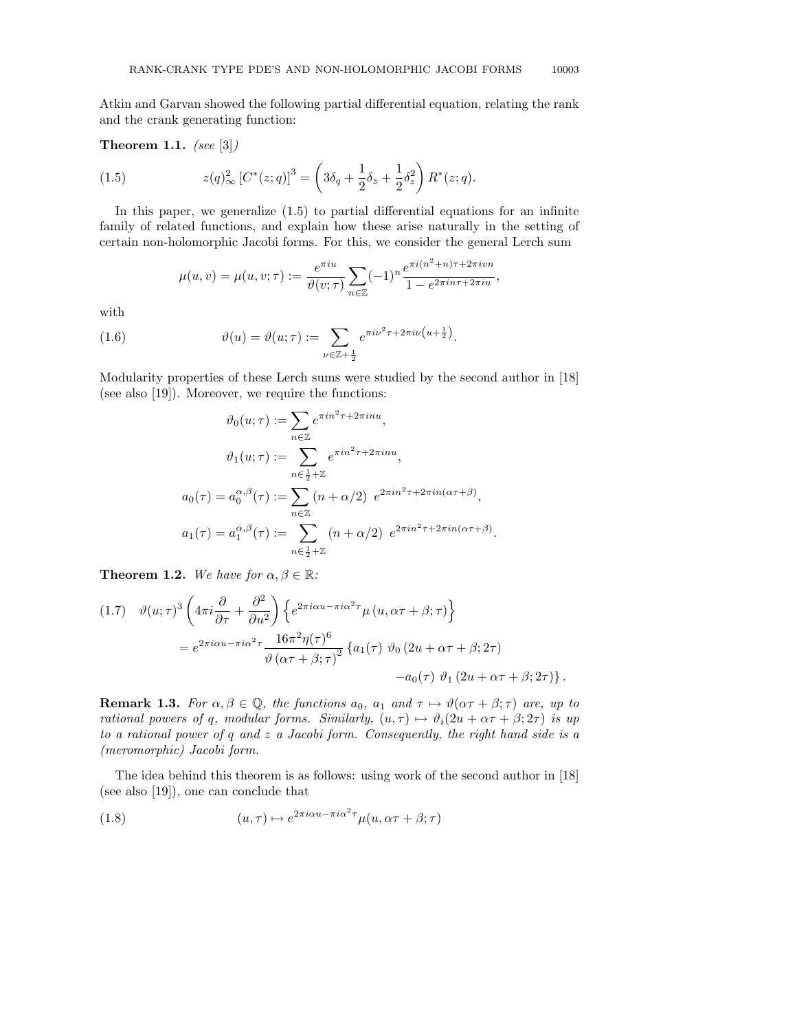Atkin and Garvan showed the following partial differential equation, relating the rank and the crank generating function:

**Theorem 1.1.** *(see [3])*

$$z(q)_\infty^2 \left[C^*(z;q)\right]^3 = \left(3\delta_q + \frac{1}{2}\delta_z + \frac{1}{2}\delta_z^2\right) R^*(z;q). \tag{1.5}$$

In this paper, we generalize (1.5) to partial differential equations for an infinite family of related functions, and explain how these arise naturally in the setting of certain non-holomorphic Jacobi forms. For this, we consider the general Lerch sum

$$\mu(u,v) = \mu(u,v;\tau) := \frac{e^{\pi i u}}{\vartheta(v;\tau)} \sum_{n\in\mathbb{Z}} (-1)^n \frac{e^{\pi i (n^2+n)\tau + 2\pi i v n}}{1 - e^{2\pi i n\tau + 2\pi i u}},$$

with

$$\vartheta(u) = \vartheta(u;\tau) := \sum_{\nu \in \mathbb{Z}+\frac{1}{2}} e^{\pi i \nu^2 \tau + 2\pi i \nu\left(u + \frac{1}{2}\right)}. \tag{1.6}$$

Modularity properties of these Lerch sums were studied by the second author in [18] (see also [19]). Moreover, we require the functions:

$$\begin{aligned}
\vartheta_0(u;\tau) &:= \sum_{n\in\mathbb{Z}} e^{\pi i n^2\tau + 2\pi i n u},\\
\vartheta_1(u;\tau) &:= \sum_{n\in\frac{1}{2}+\mathbb{Z}} e^{\pi i n^2\tau + 2\pi i n u},\\
a_0(\tau) = a_0^{\alpha,\beta}(\tau) &:= \sum_{n\in\mathbb{Z}} \left(n + \alpha/2\right)\ e^{2\pi i n^2\tau + 2\pi i n(\alpha\tau+\beta)},\\
a_1(\tau) = a_1^{\alpha,\beta}(\tau) &:= \sum_{n\in\frac{1}{2}+\mathbb{Z}} \left(n + \alpha/2\right)\ e^{2\pi i n^2\tau + 2\pi i n(\alpha\tau+\beta)}.
\end{aligned}$$

**Theorem 1.2.** *We have for $\alpha, \beta \in \mathbb{R}$:*

$$\begin{aligned}
\vartheta(u;\tau)^3 \left(4\pi i \frac{\partial}{\partial \tau} + \frac{\partial^2}{\partial u^2}\right) &\left\{ e^{2\pi i \alpha u - \pi i \alpha^2 \tau} \mu\left(u, \alpha\tau+\beta;\tau\right)\right\} \\
= e^{2\pi i \alpha u - \pi i \alpha^2\tau} \frac{16\pi^2 \eta(\tau)^6}{\vartheta\left(\alpha\tau+\beta;\tau\right)^2} &\left\{a_1(\tau)\ \vartheta_0\left(2u+\alpha\tau+\beta;2\tau\right) \right.\\
&\left. \quad - a_0(\tau)\ \vartheta_1\left(2u+\alpha\tau+\beta;2\tau\right)\right\}.
\end{aligned} \tag{1.7}$$

**Remark 1.3.** *For $\alpha, \beta \in \mathbb{Q}$, the functions $a_0$, $a_1$ and $\tau \mapsto \vartheta(\alpha\tau+\beta;\tau)$ are, up to rational powers of $q$, modular forms. Similarly, $(u,\tau) \mapsto \vartheta_i(2u+\alpha\tau+\beta;2\tau)$ is up to a rational power of $q$ and $z$ a Jacobi form. Consequently, the right hand side is a (meromorphic) Jacobi form.*

The idea behind this theorem is as follows: using work of the second author in [18] (see also [19]), one can conclude that

$$(u,\tau) \mapsto e^{2\pi i \alpha u - \pi i \alpha^2 \tau} \mu(u, \alpha\tau+\beta;\tau) \tag{1.8}$$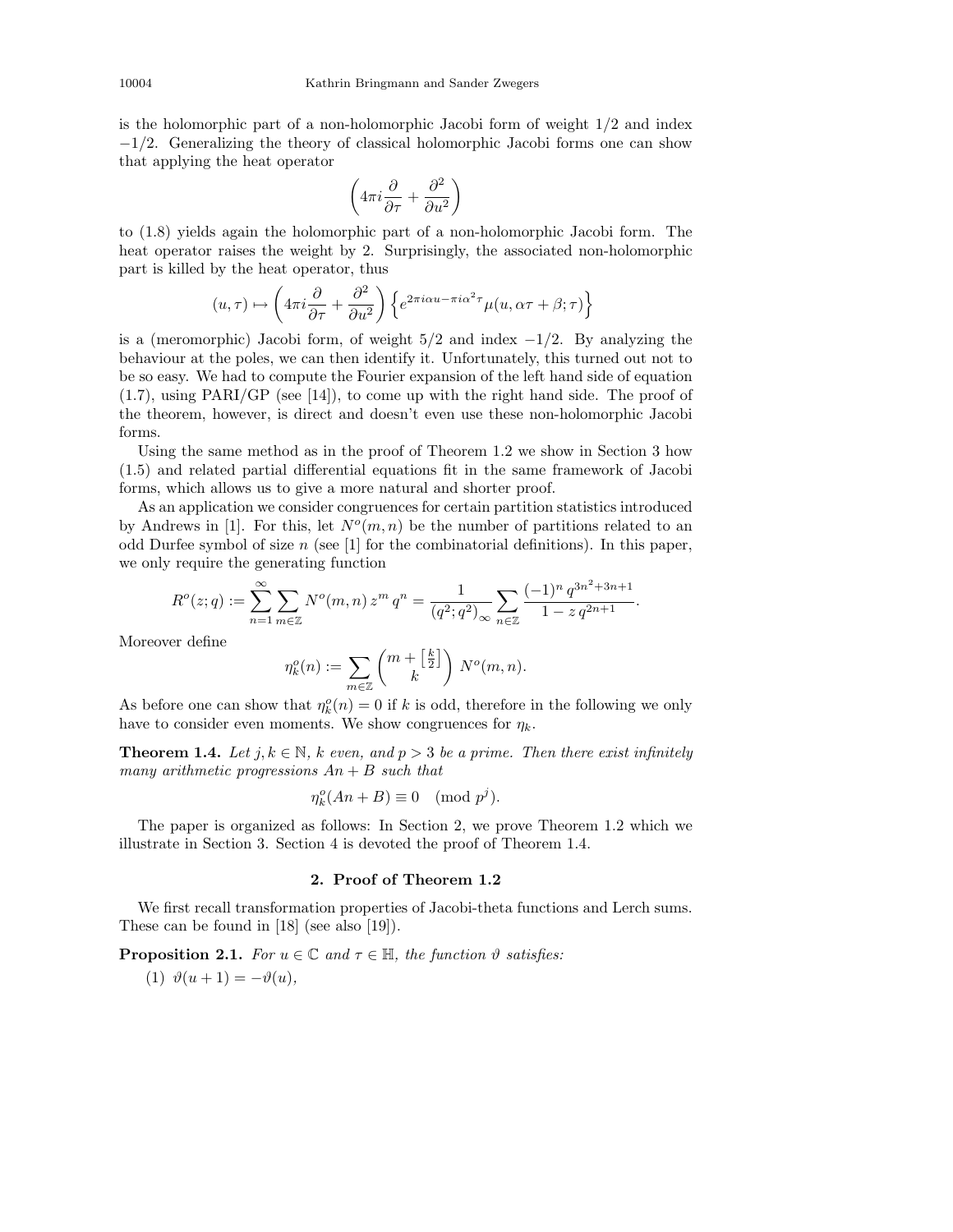is the holomorphic part of a non-holomorphic Jacobi form of weight 1/2 and index −1/2. Generalizing the theory of classical holomorphic Jacobi forms one can show that applying the heat operator

$$\left(4\pi i \frac{\partial}{\partial \tau} + \frac{\partial^2}{\partial u^2}\right)$$

to (1.8) yields again the holomorphic part of a non-holomorphic Jacobi form. The heat operator raises the weight by 2. Surprisingly, the associated non-holomorphic part is killed by the heat operator, thus

$$(u,\tau) \mapsto \left(4\pi i \frac{\partial}{\partial \tau} + \frac{\partial^2}{\partial u^2}\right)\left\{e^{2\pi i \alpha u - \pi i \alpha^2 \tau}\mu(u, \alpha\tau + \beta; \tau)\right\}$$

is a (meromorphic) Jacobi form, of weight 5/2 and index −1/2. By analyzing the behaviour at the poles, we can then identify it. Unfortunately, this turned out not to be so easy. We had to compute the Fourier expansion of the left hand side of equation (1.7), using PARI/GP (see [14]), to come up with the right hand side. The proof of the theorem, however, is direct and doesn't even use these non-holomorphic Jacobi forms.

Using the same method as in the proof of Theorem 1.2 we show in Section 3 how (1.5) and related partial differential equations fit in the same framework of Jacobi forms, which allows us to give a more natural and shorter proof.

As an application we consider congruences for certain partition statistics introduced by Andrews in [1]. For this, let $N^o(m,n)$ be the number of partitions related to an odd Durfee symbol of size $n$ (see [1] for the combinatorial definitions). In this paper, we only require the generating function

$$R^o(z;q) := \sum_{n=1}^{\infty}\sum_{m\in\mathbb{Z}} N^o(m,n)\, z^m\, q^n = \frac{1}{(q^2;q^2)_\infty}\sum_{n\in\mathbb{Z}} \frac{(-1)^n\, q^{3n^2+3n+1}}{1-z\,q^{2n+1}}.$$

Moreover define

$$\eta_k^o(n) := \sum_{m\in\mathbb{Z}} \binom{m+\left[\frac{k}{2}\right]}{k}\, N^o(m,n).$$

As before one can show that $\eta_k^o(n) = 0$ if $k$ is odd, therefore in the following we only have to consider even moments. We show congruences for $\eta_k$.

**Theorem 1.4.** *Let $j, k \in \mathbb{N}$, $k$ even, and $p > 3$ be a prime. Then there exist infinitely many arithmetic progressions $An + B$ such that*

$$\eta_k^o(An+B) \equiv 0 \pmod{p^j}.$$

The paper is organized as follows: In Section 2, we prove Theorem 1.2 which we illustrate in Section 3. Section 4 is devoted the proof of Theorem 1.4.

## 2. Proof of Theorem 1.2

We first recall transformation properties of Jacobi-theta functions and Lerch sums. These can be found in [18] (see also [19]).

**Proposition 2.1.** *For $u \in \mathbb{C}$ and $\tau \in \mathbb{H}$, the function $\vartheta$ satisfies:*

(1) $\vartheta(u+1) = -\vartheta(u)$,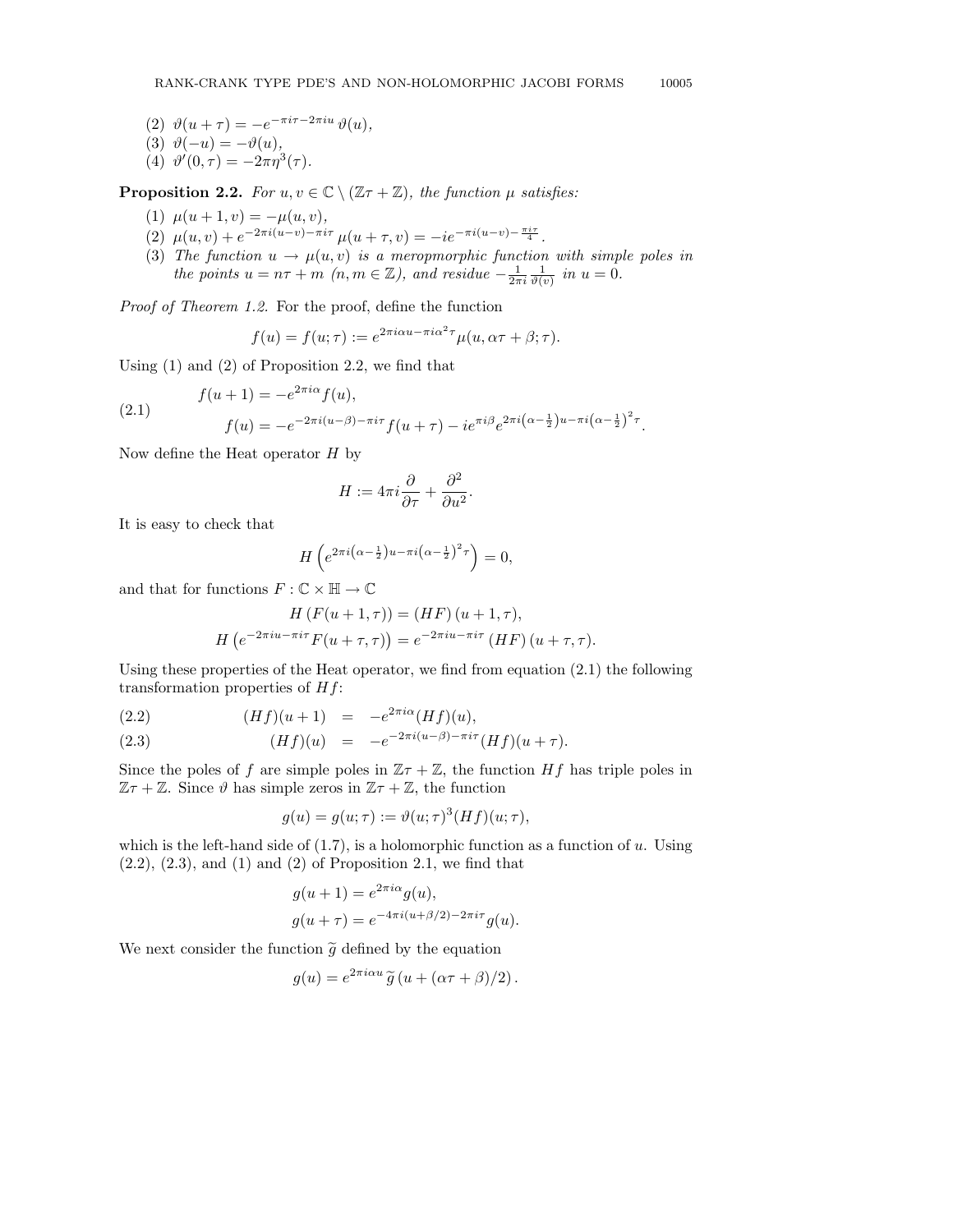(2) $\vartheta(u+\tau) = -e^{-\pi i\tau - 2\pi i u}\,\vartheta(u)$,
(3) $\vartheta(-u) = -\vartheta(u)$,
(4) $\vartheta'(0,\tau) = -2\pi\eta^3(\tau)$.

**Proposition 2.2.** *For $u, v \in \mathbb{C} \setminus (\mathbb{Z}\tau + \mathbb{Z})$, the function $\mu$ satisfies:*

(1) $\mu(u+1, v) = -\mu(u,v)$,
(2) $\mu(u,v) + e^{-2\pi i(u-v)-\pi i\tau}\,\mu(u+\tau, v) = -ie^{-\pi i(u-v)-\frac{\pi i\tau}{4}}$.
(3) *The function $u \to \mu(u,v)$ is a meropmorphic function with simple poles in the points $u = n\tau + m$ $(n, m \in \mathbb{Z})$, and residue $-\frac{1}{2\pi i}\frac{1}{\vartheta(v)}$ in $u = 0$.*

*Proof of Theorem 1.2.* For the proof, define the function

$$f(u) = f(u;\tau) := e^{2\pi i\alpha u - \pi i\alpha^2\tau}\mu(u, \alpha\tau + \beta; \tau).$$

Using (1) and (2) of Proposition 2.2, we find that

$$\begin{aligned} f(u+1) &= -e^{2\pi i\alpha}f(u), \\ f(u) &= -e^{-2\pi i(u-\beta)-\pi i\tau}f(u+\tau) - ie^{\pi i\beta}e^{2\pi i\left(\alpha-\frac{1}{2}\right)u - \pi i\left(\alpha-\frac{1}{2}\right)^2\tau}. \end{aligned} \tag{2.1}$$

Now define the Heat operator $H$ by

$$H := 4\pi i\frac{\partial}{\partial\tau} + \frac{\partial^2}{\partial u^2}.$$

It is easy to check that

$$H\left(e^{2\pi i\left(\alpha-\frac{1}{2}\right)u - \pi i\left(\alpha-\frac{1}{2}\right)^2\tau}\right) = 0,$$

and that for functions $F : \mathbb{C} \times \mathbb{H} \to \mathbb{C}$

$$\begin{aligned} H\left(F(u+1,\tau)\right) &= \left(HF\right)(u+1,\tau), \\ H\left(e^{-2\pi i u - \pi i\tau}F(u+\tau,\tau)\right) &= e^{-2\pi i u - \pi i\tau}\left(HF\right)(u+\tau,\tau). \end{aligned}$$

Using these properties of the Heat operator, we find from equation (2.1) the following transformation properties of $Hf$:

$$(Hf)(u+1) = -e^{2\pi i\alpha}(Hf)(u), \tag{2.2}$$

$$(Hf)(u) = -e^{-2\pi i(u-\beta)-\pi i\tau}(Hf)(u+\tau). \tag{2.3}$$

Since the poles of $f$ are simple poles in $\mathbb{Z}\tau + \mathbb{Z}$, the function $Hf$ has triple poles in $\mathbb{Z}\tau + \mathbb{Z}$. Since $\vartheta$ has simple zeros in $\mathbb{Z}\tau + \mathbb{Z}$, the function

$$g(u) = g(u;\tau) := \vartheta(u;\tau)^3(Hf)(u;\tau),$$

which is the left-hand side of (1.7), is a holomorphic function as a function of $u$. Using (2.2), (2.3), and (1) and (2) of Proposition 2.1, we find that

$$\begin{aligned} g(u+1) &= e^{2\pi i\alpha}g(u), \\ g(u+\tau) &= e^{-4\pi i(u+\beta/2)-2\pi i\tau}g(u). \end{aligned}$$

We next consider the function $\widetilde{g}$ defined by the equation

$$g(u) = e^{2\pi i\alpha u}\,\widetilde{g}\left(u + (\alpha\tau + \beta)/2\right).$$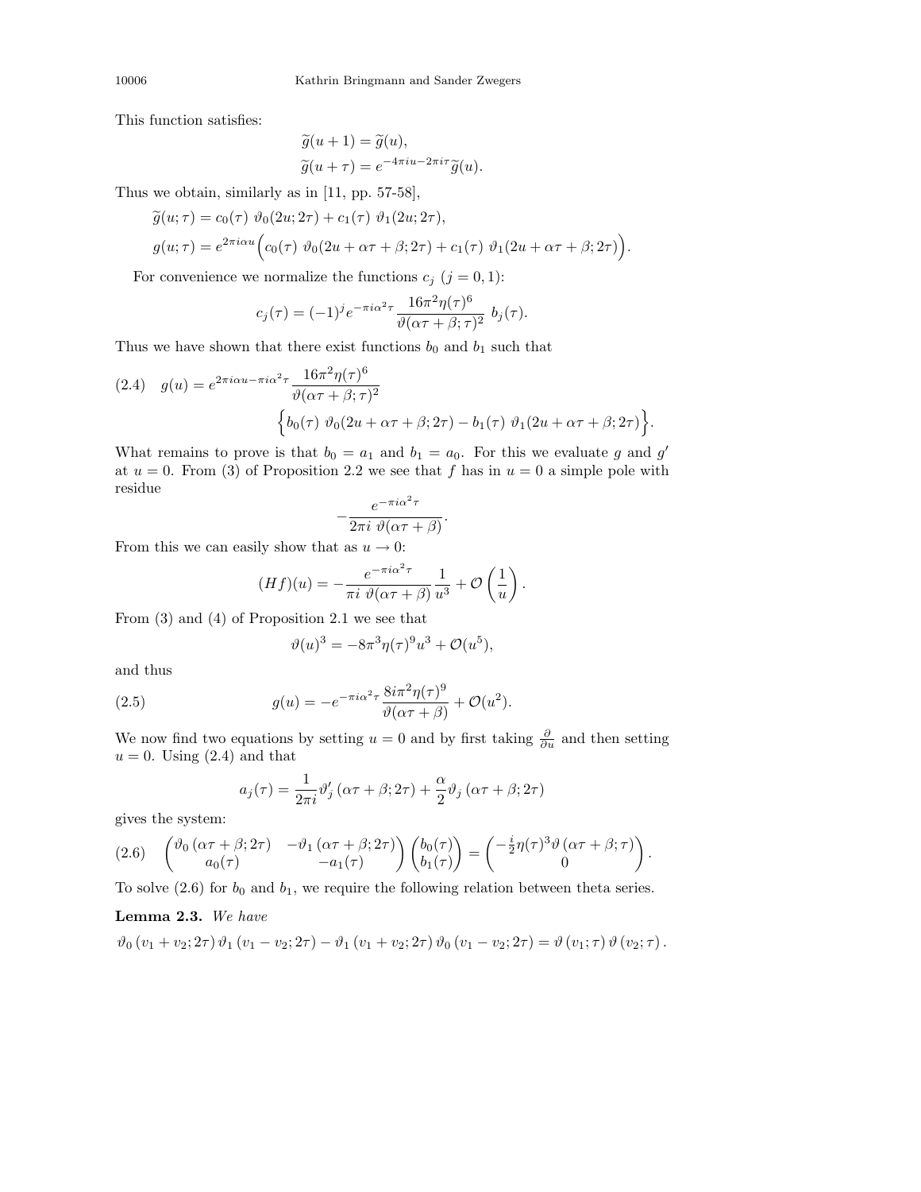This function satisfies:

$$\widetilde{g}(u+1) = \widetilde{g}(u),$$
$$\widetilde{g}(u+\tau) = e^{-4\pi i u - 2\pi i \tau}\widetilde{g}(u).$$

Thus we obtain, similarly as in [11, pp. 57-58],

$$\widetilde{g}(u;\tau) = c_0(\tau)\ \vartheta_0(2u;2\tau) + c_1(\tau)\ \vartheta_1(2u;2\tau),$$
$$g(u;\tau) = e^{2\pi i \alpha u}\Big(c_0(\tau)\ \vartheta_0(2u+\alpha\tau+\beta;2\tau) + c_1(\tau)\ \vartheta_1(2u+\alpha\tau+\beta;2\tau)\Big).$$

For convenience we normalize the functions $c_j$ $(j=0,1)$:

$$c_j(\tau) = (-1)^j e^{-\pi i \alpha^2\tau}\frac{16\pi^2\eta(\tau)^6}{\vartheta(\alpha\tau+\beta;\tau)^2}\ b_j(\tau).$$

Thus we have shown that there exist functions $b_0$ and $b_1$ such that

$$g(u) = e^{2\pi i \alpha u - \pi i \alpha^2 \tau}\frac{16\pi^2\eta(\tau)^6}{\vartheta(\alpha\tau+\beta;\tau)^2} \Big\{b_0(\tau)\ \vartheta_0(2u+\alpha\tau+\beta;2\tau) - b_1(\tau)\ \vartheta_1(2u+\alpha\tau+\beta;2\tau)\Big\}. \tag{2.4}$$

What remains to prove is that $b_0 = a_1$ and $b_1 = a_0$. For this we evaluate $g$ and $g'$ at $u=0$. From (3) of Proposition 2.2 we see that $f$ has in $u=0$ a simple pole with residue

$$-\frac{e^{-\pi i \alpha^2\tau}}{2\pi i\ \vartheta(\alpha\tau+\beta)}.$$

From this we can easily show that as $u\to 0$:

$$(Hf)(u) = -\frac{e^{-\pi i\alpha^2\tau}}{\pi i\ \vartheta(\alpha\tau+\beta)}\frac{1}{u^3} + \mathcal{O}\left(\frac{1}{u}\right).$$

From (3) and (4) of Proposition 2.1 we see that

$$\vartheta(u)^3 = -8\pi^3\eta(\tau)^9u^3 + \mathcal{O}(u^5),$$

and thus

$$g(u) = -e^{-\pi i \alpha^2\tau}\frac{8i\pi^2\eta(\tau)^9}{\vartheta(\alpha\tau+\beta)} + \mathcal{O}(u^2). \tag{2.5}$$

We now find two equations by setting $u=0$ and by first taking $\frac{\partial}{\partial u}$ and then setting $u=0$. Using (2.4) and that

$$a_j(\tau) = \frac{1}{2\pi i}\vartheta_j'\left(\alpha\tau+\beta;2\tau\right) + \frac{\alpha}{2}\vartheta_j\left(\alpha\tau+\beta;2\tau\right)$$

gives the system:

$$\begin{pmatrix}\vartheta_0\left(\alpha\tau+\beta;2\tau\right) & -\vartheta_1\left(\alpha\tau+\beta;2\tau\right)\\ a_0(\tau) & -a_1(\tau)\end{pmatrix}\begin{pmatrix}b_0(\tau)\\ b_1(\tau)\end{pmatrix} = \begin{pmatrix}-\frac{i}{2}\eta(\tau)^3\vartheta\left(\alpha\tau+\beta;\tau\right)\\ 0\end{pmatrix}. \tag{2.6}$$

To solve (2.6) for $b_0$ and $b_1$, we require the following relation between theta series.

**Lemma 2.3.** *We have*

$$\vartheta_0\left(v_1+v_2;2\tau\right)\vartheta_1\left(v_1-v_2;2\tau\right) - \vartheta_1\left(v_1+v_2;2\tau\right)\vartheta_0\left(v_1-v_2;2\tau\right) = \vartheta\left(v_1;\tau\right)\vartheta\left(v_2;\tau\right).$$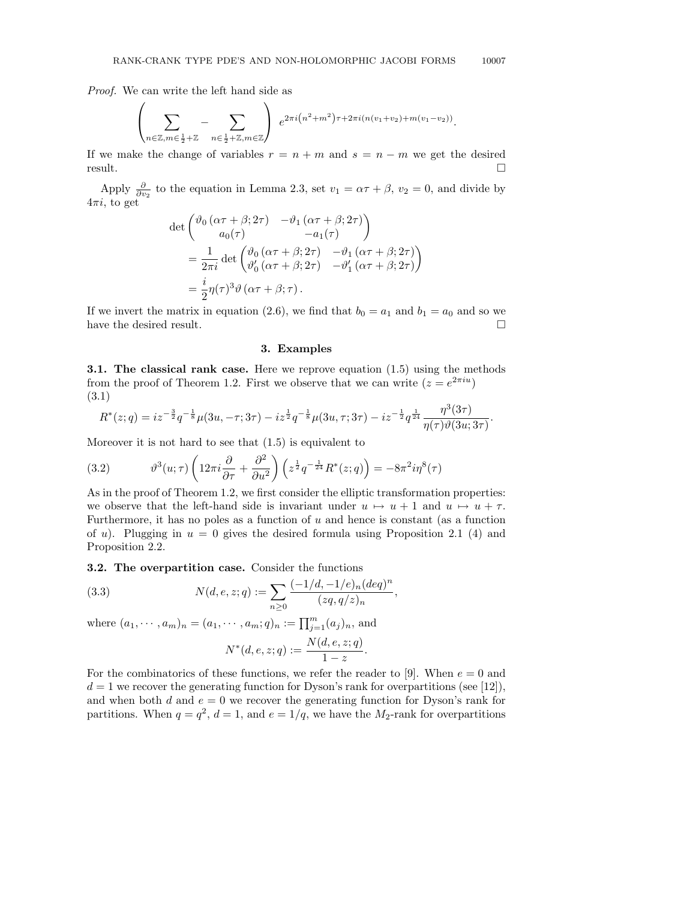*Proof.* We can write the left hand side as

$$\left(\sum_{n\in\mathbb{Z},m\in\frac{1}{2}+\mathbb{Z}} - \sum_{n\in\frac{1}{2}+\mathbb{Z},m\in\mathbb{Z}}\right) e^{2\pi i\left(n^2+m^2\right)\tau+2\pi i(n(v_1+v_2)+m(v_1-v_2))}.$$

If we make the change of variables $r = n+m$ and $s = n-m$ we get the desired result. ∎

Apply $\frac{\partial}{\partial v_2}$ to the equation in Lemma 2.3, set $v_1 = \alpha\tau+\beta$, $v_2 = 0$, and divide by $4\pi i$, to get

$$\begin{aligned}
\det\begin{pmatrix} \vartheta_0\left(\alpha\tau+\beta;2\tau\right) & -\vartheta_1\left(\alpha\tau+\beta;2\tau\right) \\ a_0(\tau) & -a_1(\tau)\end{pmatrix}
&= \frac{1}{2\pi i}\det\begin{pmatrix} \vartheta_0\left(\alpha\tau+\beta;2\tau\right) & -\vartheta_1\left(\alpha\tau+\beta;2\tau\right) \\ \vartheta_0'\left(\alpha\tau+\beta;2\tau\right) & -\vartheta_1'\left(\alpha\tau+\beta;2\tau\right)\end{pmatrix} \\
&= \frac{i}{2}\eta(\tau)^3\vartheta\left(\alpha\tau+\beta;\tau\right).
\end{aligned}$$

If we invert the matrix in equation (2.6), we find that $b_0 = a_1$ and $b_1 = a_0$ and so we have the desired result. ∎

## 3. Examples

**3.1. The classical rank case.** Here we reprove equation (1.5) using the methods from the proof of Theorem 1.2. First we observe that we can write ($z = e^{2\pi iu}$)
(3.1)

$$R^*(z;q) = iz^{-\frac{3}{2}}q^{-\frac{1}{8}}\mu(3u,-\tau;3\tau) - iz^{\frac{1}{2}}q^{-\frac{1}{8}}\mu(3u,\tau;3\tau) - iz^{-\frac{1}{2}}q^{\frac{1}{24}}\frac{\eta^3(3\tau)}{\eta(\tau)\vartheta(3u;3\tau)}.$$

Moreover it is not hard to see that (1.5) is equivalent to

$$\vartheta^3(u;\tau)\left(12\pi i\frac{\partial}{\partial\tau}+\frac{\partial^2}{\partial u^2}\right)\left(z^{\frac{1}{2}}q^{-\frac{1}{24}}R^*(z;q)\right) = -8\pi^2 i\eta^8(\tau) \tag{3.2}$$

As in the proof of Theorem 1.2, we first consider the elliptic transformation properties: we observe that the left-hand side is invariant under $u \mapsto u+1$ and $u \mapsto u+\tau$. Furthermore, it has no poles as a function of $u$ and hence is constant (as a function of $u$). Plugging in $u = 0$ gives the desired formula using Proposition 2.1 (4) and Proposition 2.2.

**3.2. The overpartition case.** Consider the functions

$$N(d,e,z;q) := \sum_{n\geq 0}\frac{(-1/d,-1/e)_n(deq)^n}{(zq,q/z)_n}, \tag{3.3}$$

where $(a_1,\cdots,a_m)_n = (a_1,\cdots,a_m;q)_n := \prod_{j=1}^m (a_j)_n$, and

$$N^*(d,e,z;q) := \frac{N(d,e,z;q)}{1-z}.$$

For the combinatorics of these functions, we refer the reader to [9]. When $e = 0$ and $d = 1$ we recover the generating function for Dyson's rank for overpartitions (see [12]), and when both $d$ and $e = 0$ we recover the generating function for Dyson's rank for partitions. When $q = q^2$, $d = 1$, and $e = 1/q$, we have the $M_2$-rank for overpartitions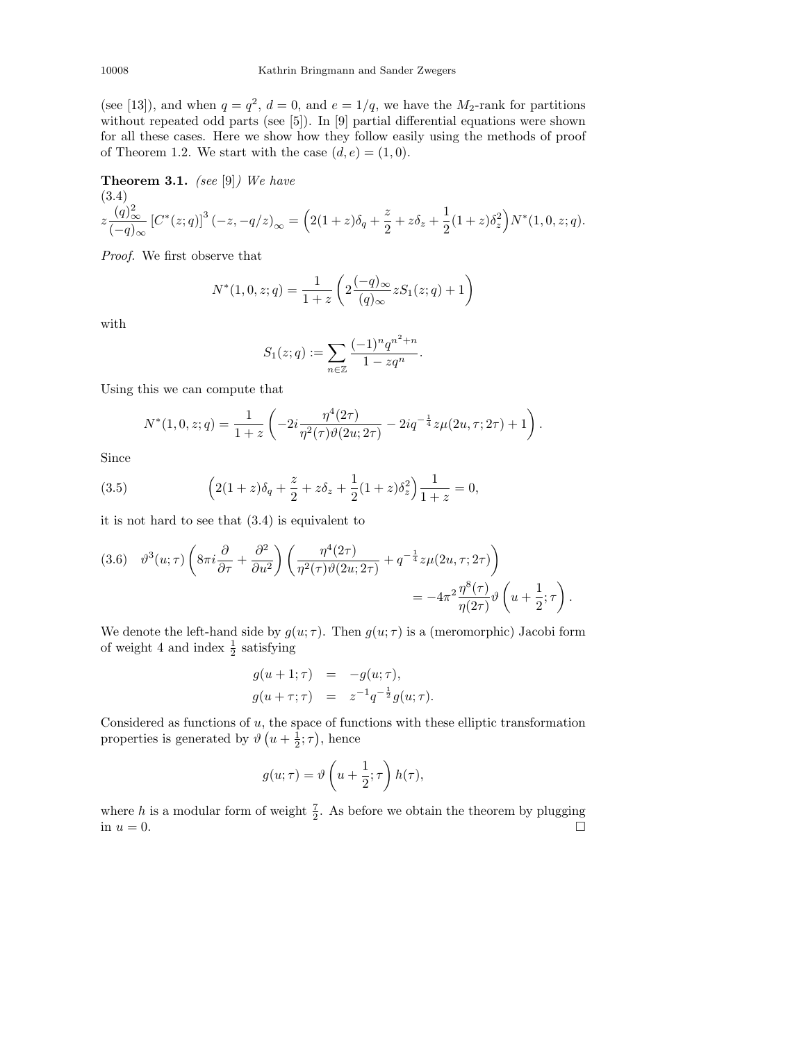(see [13]), and when $q = q^2$, $d = 0$, and $e = 1/q$, we have the $M_2$-rank for partitions without repeated odd parts (see [5]). In [9] partial differential equations were shown for all these cases. Here we show how they follow easily using the methods of proof of Theorem 1.2. We start with the case $(d, e) = (1, 0)$.

**Theorem 3.1.** *(see [9]) We have*

$$z \frac{(q)_\infty^2}{(-q)_\infty} \left[C^*(z;q)\right]^3 (-z, -q/z)_\infty = \Big(2(1+z)\delta_q + \frac{z}{2} + z\delta_z + \frac{1}{2}(1+z)\delta_z^2\Big) N^*(1,0,z;q). \tag{3.4}$$

*Proof.* We first observe that

$$N^*(1,0,z;q) = \frac{1}{1+z}\left(2\frac{(-q)_\infty}{(q)_\infty} z S_1(z;q) + 1\right)$$

with

$$S_1(z;q) := \sum_{n\in\mathbb{Z}} \frac{(-1)^n q^{n^2+n}}{1 - zq^n}.$$

Using this we can compute that

$$N^*(1,0,z;q) = \frac{1}{1+z}\left(-2i\frac{\eta^4(2\tau)}{\eta^2(\tau)\vartheta(2u;2\tau)} - 2iq^{-\frac{1}{4}} z\mu(2u,\tau;2\tau) + 1\right).$$

Since

$$\Big(2(1+z)\delta_q + \frac{z}{2} + z\delta_z + \frac{1}{2}(1+z)\delta_z^2\Big)\frac{1}{1+z} = 0, \tag{3.5}$$

it is not hard to see that (3.4) is equivalent to

$$\vartheta^3(u;\tau)\left(8\pi i \frac{\partial}{\partial\tau} + \frac{\partial^2}{\partial u^2}\right)\left(\frac{\eta^4(2\tau)}{\eta^2(\tau)\vartheta(2u;2\tau)} + q^{-\frac{1}{4}} z\mu(2u,\tau;2\tau)\right) = -4\pi^2 \frac{\eta^8(\tau)}{\eta(2\tau)}\vartheta\left(u + \frac{1}{2};\tau\right). \tag{3.6}$$

We denote the left-hand side by $g(u;\tau)$. Then $g(u;\tau)$ is a (meromorphic) Jacobi form of weight 4 and index $\frac{1}{2}$ satisfying

$$\begin{aligned} g(u+1;\tau) &= -g(u;\tau), \\ g(u+\tau;\tau) &= z^{-1}q^{-\frac{1}{2}} g(u;\tau). \end{aligned}$$

Considered as functions of $u$, the space of functions with these elliptic transformation properties is generated by $\vartheta\left(u + \frac{1}{2};\tau\right)$, hence

$$g(u;\tau) = \vartheta\left(u + \frac{1}{2};\tau\right) h(\tau),$$

where $h$ is a modular form of weight $\frac{7}{2}$. As before we obtain the theorem by plugging in $u = 0$. $\square$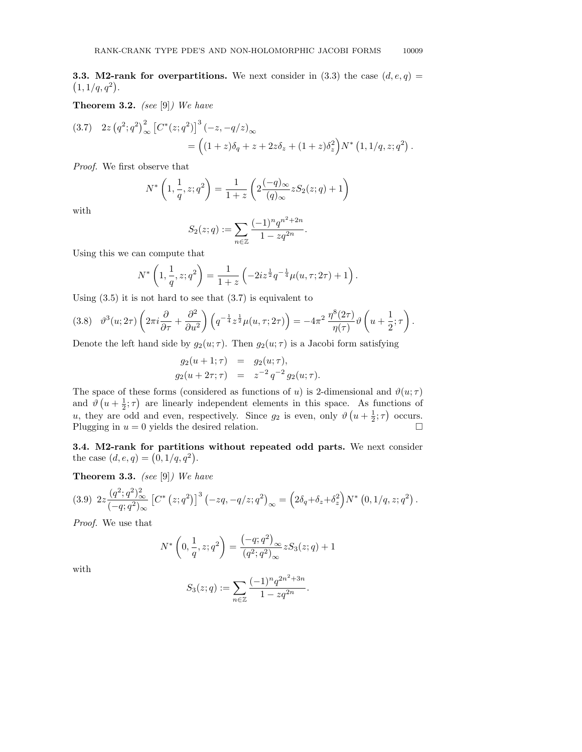**3.3. M2-rank for overpartitions.** We next consider in (3.3) the case $(d, e, q) = \left(1, 1/q, q^2\right)$.

**Theorem 3.2.** *(see [9]) We have*

$$
\begin{aligned}
(3.7) \quad 2z\left(q^2;q^2\right)_\infty^2 \left[C^*(z;q^2)\right]^3 (-z,-q/z)_\infty \\
= \left((1+z)\delta_q + z + 2z\delta_z + (1+z)\delta_z^2\right) N^*\left(1, 1/q, z; q^2\right).
\end{aligned}
$$

*Proof.* We first observe that

$$
N^*\left(1, \frac{1}{q}, z; q^2\right) = \frac{1}{1+z}\left(2\frac{(-q)_\infty}{(q)_\infty} z S_2(z;q) + 1\right)
$$

with

$$
S_2(z;q) := \sum_{n\in\mathbb{Z}} \frac{(-1)^n q^{n^2+2n}}{1-zq^{2n}}.
$$

Using this we can compute that

$$
N^*\left(1, \frac{1}{q}, z; q^2\right) = \frac{1}{1+z}\left(-2iz^{\frac{1}{2}} q^{-\frac{1}{4}} \mu(u, \tau; 2\tau) + 1\right).
$$

Using (3.5) it is not hard to see that (3.7) is equivalent to

$$
(3.8) \quad \vartheta^3(u;2\tau)\left(2\pi i\frac{\partial}{\partial\tau} + \frac{\partial^2}{\partial u^2}\right)\left(q^{-\frac{1}{4}} z^{\frac{1}{2}} \mu(u,\tau;2\tau)\right) = -4\pi^2 \frac{\eta^8(2\tau)}{\eta(\tau)} \vartheta\left(u + \frac{1}{2};\tau\right).
$$

Denote the left hand side by $g_2(u;\tau)$. Then $g_2(u;\tau)$ is a Jacobi form satisfying

$$
\begin{aligned}
g_2(u+1;\tau) &= g_2(u;\tau), \\
g_2(u+2\tau;\tau) &= z^{-2}\, q^{-2}\, g_2(u;\tau).
\end{aligned}
$$

The space of these forms (considered as functions of $u$) is 2-dimensional and $\vartheta(u;\tau)$ and $\vartheta\left(u + \frac{1}{2};\tau\right)$ are linearly independent elements in this space. As functions of $u$, they are odd and even, respectively. Since $g_2$ is even, only $\vartheta\left(u + \frac{1}{2};\tau\right)$ occurs. Plugging in $u = 0$ yields the desired relation. $\square$

**3.4. M2-rank for partitions without repeated odd parts.** We next consider the case $(d, e, q) = \left(0, 1/q, q^2\right)$.

**Theorem 3.3.** *(see [9]) We have*

$$
(3.9) \quad 2z\frac{(q^2;q^2)_\infty^2}{(-q;q^2)_\infty}\left[C^*\left(z;q^2\right)\right]^3 \left(-zq, -q/z; q^2\right)_\infty = \left(2\delta_q + \delta_z + \delta_z^2\right) N^*\left(0, 1/q, z; q^2\right).
$$

*Proof.* We use that

$$
N^*\left(0, \frac{1}{q}, z; q^2\right) = \frac{\left(-q;q^2\right)_\infty}{\left(q^2;q^2\right)_\infty} z S_3(z;q) + 1
$$

with

$$
S_3(z;q) := \sum_{n\in\mathbb{Z}} \frac{(-1)^n q^{2n^2+3n}}{1-zq^{2n}}.
$$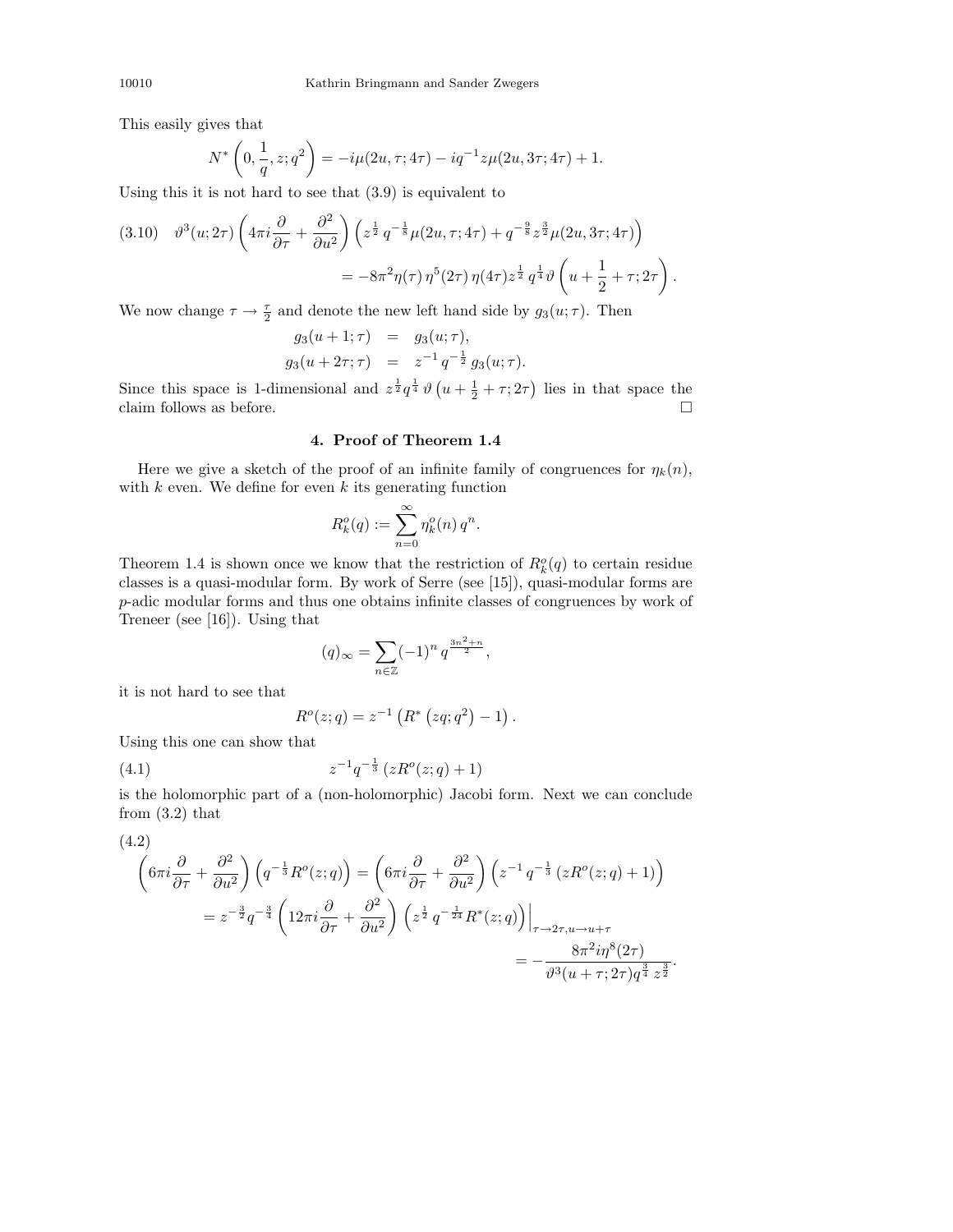This easily gives that

$$N^*\left(0, \frac{1}{q}, z; q^2\right) = -i\mu(2u, \tau; 4\tau) - iq^{-1}z\mu(2u, 3\tau; 4\tau) + 1.$$

Using this it is not hard to see that (3.9) is equivalent to

$$\vartheta^3(u; 2\tau)\left(4\pi i \frac{\partial}{\partial \tau} + \frac{\partial^2}{\partial u^2}\right)\left(z^{\frac{1}{2}}\, q^{-\frac{1}{8}}\mu(2u, \tau; 4\tau) + q^{-\frac{9}{8}} z^{\frac{3}{2}}\mu(2u, 3\tau; 4\tau)\right)$$
$$= -8\pi^2 \eta(\tau)\, \eta^5(2\tau)\, \eta(4\tau) z^{\frac{1}{2}}\, q^{\frac{1}{4}}\vartheta\left(u + \frac{1}{2} + \tau; 2\tau\right). \tag{3.10}$$

We now change $\tau \to \frac{\tau}{2}$ and denote the new left hand side by $g_3(u;\tau)$. Then

$$\begin{aligned} g_3(u+1;\tau) &= g_3(u;\tau), \\ g_3(u+2\tau;\tau) &= z^{-1}\, q^{-\frac{1}{2}}\, g_3(u;\tau). \end{aligned}$$

Since this space is 1-dimensional and $z^{\frac{1}{2}} q^{\frac{1}{4}}\, \vartheta\left(u + \frac{1}{2} + \tau; 2\tau\right)$ lies in that space the claim follows as before. □

## 4. Proof of Theorem 1.4

Here we give a sketch of the proof of an infinite family of congruences for $\eta_k(n)$, with $k$ even. We define for even $k$ its generating function

$$R_k^o(q) := \sum_{n=0}^{\infty} \eta_k^o(n)\, q^n.$$

Theorem 1.4 is shown once we know that the restriction of $R_k^o(q)$ to certain residue classes is a quasi-modular form. By work of Serre (see [15]), quasi-modular forms are $p$-adic modular forms and thus one obtains infinite classes of congruences by work of Treneer (see [16]). Using that

$$(q)_\infty = \sum_{n\in\mathbb{Z}} (-1)^n\, q^{\frac{3n^2+n}{2}},$$

it is not hard to see that

$$R^o(z;q) = z^{-1}\left(R^*\left(zq; q^2\right) - 1\right).$$

Using this one can show that

$$z^{-1} q^{-\frac{1}{3}}\left(zR^o(z;q) + 1\right) \tag{4.1}$$

is the holomorphic part of a (non-holomorphic) Jacobi form. Next we can conclude from (3.2) that

$$\begin{aligned} &\left(6\pi i \frac{\partial}{\partial \tau} + \frac{\partial^2}{\partial u^2}\right)\left(q^{-\frac{1}{3}} R^o(z;q)\right) = \left(6\pi i \frac{\partial}{\partial \tau} + \frac{\partial^2}{\partial u^2}\right)\left(z^{-1}\, q^{-\frac{1}{3}}\left(zR^o(z;q) + 1\right)\right) \\ &= z^{-\frac{3}{2}} q^{-\frac{3}{4}}\left(12\pi i \frac{\partial}{\partial \tau} + \frac{\partial^2}{\partial u^2}\right)\left(z^{\frac{1}{2}}\, q^{-\frac{1}{24}} R^*(z;q)\right)\Big|_{\tau\to 2\tau, u\to u+\tau} \\ &= -\frac{8\pi^2 i \eta^8(2\tau)}{\vartheta^3(u+\tau; 2\tau) q^{\frac{3}{4}}\, z^{\frac{3}{2}}}. \end{aligned} \tag{4.2}$$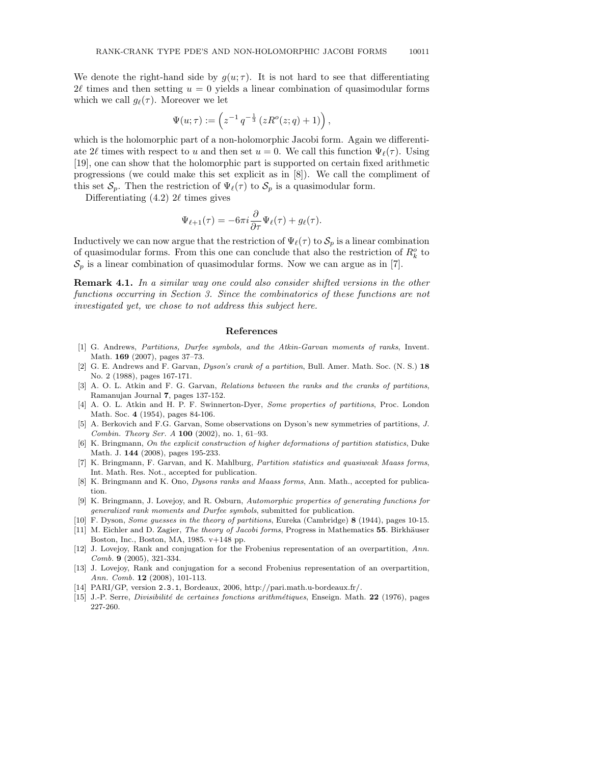We denote the right-hand side by $g(u;\tau)$. It is not hard to see that differentiating $2\ell$ times and then setting $u = 0$ yields a linear combination of quasimodular forms which we call $g_\ell(\tau)$. Moreover we let

$$\Psi(u;\tau) := \left( z^{-1}\, q^{-\frac{1}{3}}\, \left( zR^o(z;q) + 1 \right) \right),$$

which is the holomorphic part of a non-holomorphic Jacobi form. Again we differentiate $2\ell$ times with respect to $u$ and then set $u = 0$. We call this function $\Psi_\ell(\tau)$. Using [19], one can show that the holomorphic part is supported on certain fixed arithmetic progressions (we could make this set explicit as in [8]). We call the compliment of this set $\mathcal{S}_p$. Then the restriction of $\Psi_\ell(\tau)$ to $\mathcal{S}_p$ is a quasimodular form.

Differentiating (4.2) $2\ell$ times gives

$$\Psi_{\ell+1}(\tau) = -6\pi i \frac{\partial}{\partial \tau} \Psi_\ell(\tau) + g_\ell(\tau).$$

Inductively we can now argue that the restriction of $\Psi_\ell(\tau)$ to $\mathcal{S}_p$ is a linear combination of quasimodular forms. From this one can conclude that also the restriction of $R_k^o$ to $\mathcal{S}_p$ is a linear combination of quasimodular forms. Now we can argue as in [7].

**Remark 4.1.** *In a similar way one could also consider shifted versions in the other functions occurring in Section 3. Since the combinatorics of these functions are not investigated yet, we chose to not address this subject here.*

## References

[1] G. Andrews, *Partitions, Durfee symbols, and the Atkin-Garvan moments of ranks*, Invent. Math. **169** (2007), pages 37–73.

[2] G. E. Andrews and F. Garvan, *Dyson's crank of a partition*, Bull. Amer. Math. Soc. (N. S.) **18** No. 2 (1988), pages 167-171.

[3] A. O. L. Atkin and F. G. Garvan, *Relations between the ranks and the cranks of partitions*, Ramanujan Journal **7**, pages 137-152.

[4] A. O. L. Atkin and H. P. F. Swinnerton-Dyer, *Some properties of partitions*, Proc. London Math. Soc. **4** (1954), pages 84-106.

[5] A. Berkovich and F.G. Garvan, Some observations on Dyson's new symmetries of partitions, *J. Combin. Theory Ser. A* **100** (2002), no. 1, 61–93.

[6] K. Bringmann, *On the explicit construction of higher deformations of partition statistics*, Duke Math. J. **144** (2008), pages 195-233.

[7] K. Bringmann, F. Garvan, and K. Mahlburg, *Partition statistics and quasiweak Maass forms*, Int. Math. Res. Not., accepted for publication.

[8] K. Bringmann and K. Ono, *Dysons ranks and Maass forms*, Ann. Math., accepted for publication.

[9] K. Bringmann, J. Lovejoy, and R. Osburn, *Automorphic properties of generating functions for generalized rank moments and Durfee symbols*, submitted for publication.

[10] F. Dyson, *Some guesses in the theory of partitions*, Eureka (Cambridge) **8** (1944), pages 10-15.

[11] M. Eichler and D. Zagier, *The theory of Jacobi forms*, Progress in Mathematics **55**. Birkhäuser Boston, Inc., Boston, MA, 1985. v+148 pp.

[12] J. Lovejoy, Rank and conjugation for the Frobenius representation of an overpartition, *Ann. Comb.* **9** (2005), 321-334.

[13] J. Lovejoy, Rank and conjugation for a second Frobenius representation of an overpartition, *Ann. Comb.* **12** (2008), 101-113.

[14] PARI/GP, version `2.3.1`, Bordeaux, 2006, http://pari.math.u-bordeaux.fr/.

[15] J.-P. Serre, *Divisibilité de certaines fonctions arithmétiques*, Enseign. Math. **22** (1976), pages 227-260.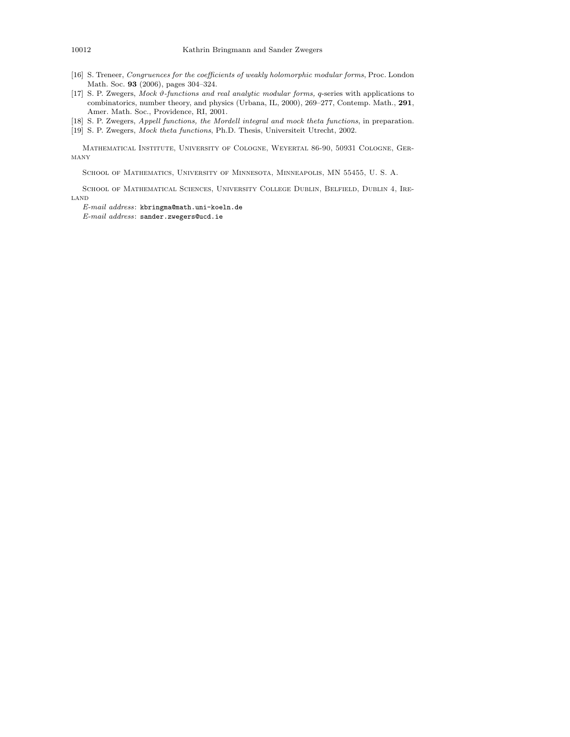[16] S. Treneer, *Congruences for the coefficients of weakly holomorphic modular forms*, Proc. London Math. Soc. **93** (2006), pages 304–324.

[17] S. P. Zwegers, *Mock $\vartheta$-functions and real analytic modular forms,* $q$-series with applications to combinatorics, number theory, and physics (Urbana, IL, 2000), 269–277, Contemp. Math., **291**, Amer. Math. Soc., Providence, RI, 2001.

[18] S. P. Zwegers, *Appell functions, the Mordell integral and mock theta functions*, in preparation.

[19] S. P. Zwegers, *Mock theta functions*, Ph.D. Thesis, Universiteit Utrecht, 2002.

Mathematical Institute, University of Cologne, Weyertal 86-90, 50931 Cologne, Germany

School of Mathematics, University of Minnesota, Minneapolis, MN 55455, U. S. A.

School of Mathematical Sciences, University College Dublin, Belfield, Dublin 4, Ireland

*E-mail address*: kbringma@math.uni-koeln.de

*E-mail address*: sander.zwegers@ucd.ie